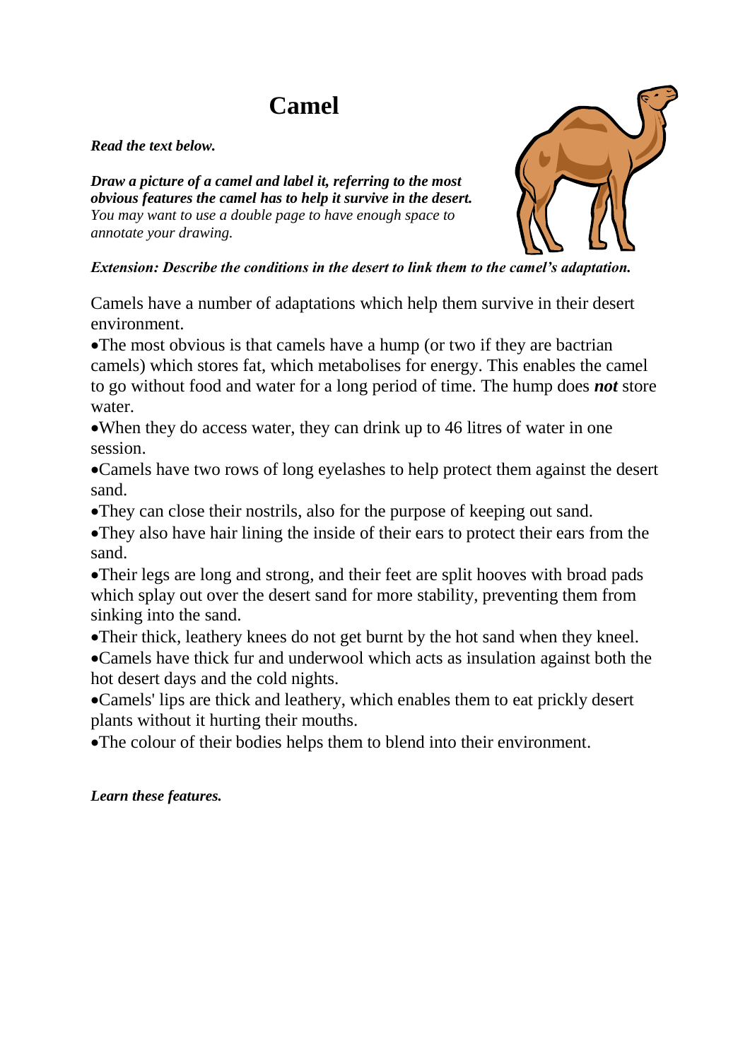# Camel

***Read the text below.***

***Draw a picture of a camel and label it, referring to the most obvious features the camel has to help it survive in the desert.***
*You may want to use a double page to have enough space to annotate your drawing.*

***Extension: Describe the conditions in the desert to link them to the camel's adaptation.***

Camels have a number of adaptations which help them survive in their desert environment.

- The most obvious is that camels have a hump (or two if they are bactrian camels) which stores fat, which metabolises for energy. This enables the camel to go without food and water for a long period of time. The hump does ***not*** store water.
- When they do access water, they can drink up to 46 litres of water in one session.
- Camels have two rows of long eyelashes to help protect them against the desert sand.
- They can close their nostrils, also for the purpose of keeping out sand.
- They also have hair lining the inside of their ears to protect their ears from the sand.
- Their legs are long and strong, and their feet are split hooves with broad pads which splay out over the desert sand for more stability, preventing them from sinking into the sand.
- Their thick, leathery knees do not get burnt by the hot sand when they kneel.
- Camels have thick fur and underwool which acts as insulation against both the hot desert days and the cold nights.
- Camels' lips are thick and leathery, which enables them to eat prickly desert plants without it hurting their mouths.
- The colour of their bodies helps them to blend into their environment.

***Learn these features.***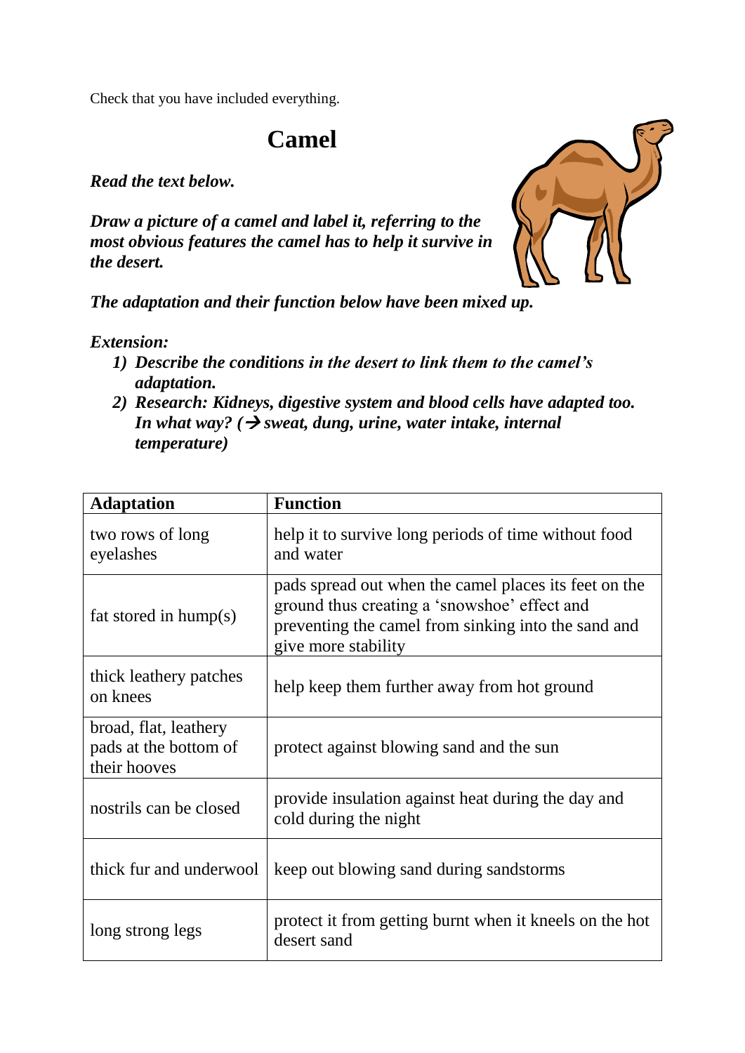Check that you have included everything.

# Camel

***Read the text below.***

***Draw a picture of a camel and label it, referring to the most obvious features the camel has to help it survive in the desert.***

***The adaptation and their function below have been mixed up.***

***Extension:***

1) ***Describe the conditions in the desert to link them to the camel's adaptation.***
2) ***Research: Kidneys, digestive system and blood cells have adapted too. In what way? (→ sweat, dung, urine, water intake, internal temperature)***

| Adaptation | Function |
|---|---|
| two rows of long eyelashes | help it to survive long periods of time without food and water |
| fat stored in hump(s) | pads spread out when the camel places its feet on the ground thus creating a 'snowshoe' effect and preventing the camel from sinking into the sand and give more stability |
| thick leathery patches on knees | help keep them further away from hot ground |
| broad, flat, leathery pads at the bottom of their hooves | protect against blowing sand and the sun |
| nostrils can be closed | provide insulation against heat during the day and cold during the night |
| thick fur and underwool | keep out blowing sand during sandstorms |
| long strong legs | protect it from getting burnt when it kneels on the hot desert sand |